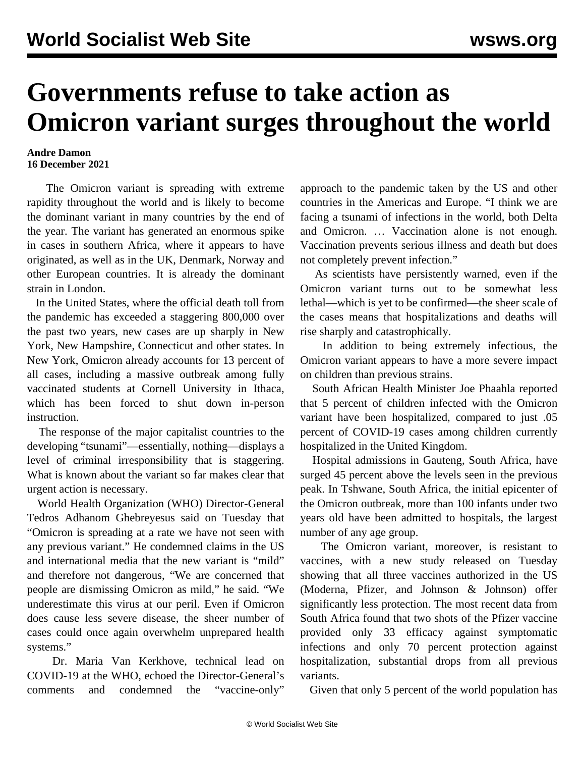# Governments refuse to take action as Omicron variant surges throughout the world

**Andre Damon**
**16 December 2021**

The Omicron variant is spreading with extreme rapidity throughout the world and is likely to become the dominant variant in many countries by the end of the year. The variant has generated an enormous spike in cases in southern Africa, where it appears to have originated, as well as in the UK, Denmark, Norway and other European countries. It is already the dominant strain in London.

In the United States, where the official death toll from the pandemic has exceeded a staggering 800,000 over the past two years, new cases are up sharply in New York, New Hampshire, Connecticut and other states. In New York, Omicron already accounts for 13 percent of all cases, including a massive outbreak among fully vaccinated students at Cornell University in Ithaca, which has been forced to shut down in-person instruction.

The response of the major capitalist countries to the developing "tsunami"—essentially, nothing—displays a level of criminal irresponsibility that is staggering. What is known about the variant so far makes clear that urgent action is necessary.

World Health Organization (WHO) Director-General Tedros Adhanom Ghebreyesus said on Tuesday that "Omicron is spreading at a rate we have not seen with any previous variant." He condemned claims in the US and international media that the new variant is "mild" and therefore not dangerous, "We are concerned that people are dismissing Omicron as mild," he said. "We underestimate this virus at our peril. Even if Omicron does cause less severe disease, the sheer number of cases could once again overwhelm unprepared health systems."

Dr. Maria Van Kerkhove, technical lead on COVID-19 at the WHO, echoed the Director-General's comments and condemned the "vaccine-only" approach to the pandemic taken by the US and other countries in the Americas and Europe. "I think we are facing a tsunami of infections in the world, both Delta and Omicron. … Vaccination alone is not enough. Vaccination prevents serious illness and death but does not completely prevent infection."

As scientists have persistently warned, even if the Omicron variant turns out to be somewhat less lethal—which is yet to be confirmed—the sheer scale of the cases means that hospitalizations and deaths will rise sharply and catastrophically.

In addition to being extremely infectious, the Omicron variant appears to have a more severe impact on children than previous strains.

South African Health Minister Joe Phaahla reported that 5 percent of children infected with the Omicron variant have been hospitalized, compared to just .05 percent of COVID-19 cases among children currently hospitalized in the United Kingdom.

Hospital admissions in Gauteng, South Africa, have surged 45 percent above the levels seen in the previous peak. In Tshwane, South Africa, the initial epicenter of the Omicron outbreak, more than 100 infants under two years old have been admitted to hospitals, the largest number of any age group.

The Omicron variant, moreover, is resistant to vaccines, with a new study released on Tuesday showing that all three vaccines authorized in the US (Moderna, Pfizer, and Johnson & Johnson) offer significantly less protection. The most recent data from South Africa found that two shots of the Pfizer vaccine provided only 33 efficacy against symptomatic infections and only 70 percent protection against hospitalization, substantial drops from all previous variants.

Given that only 5 percent of the world population has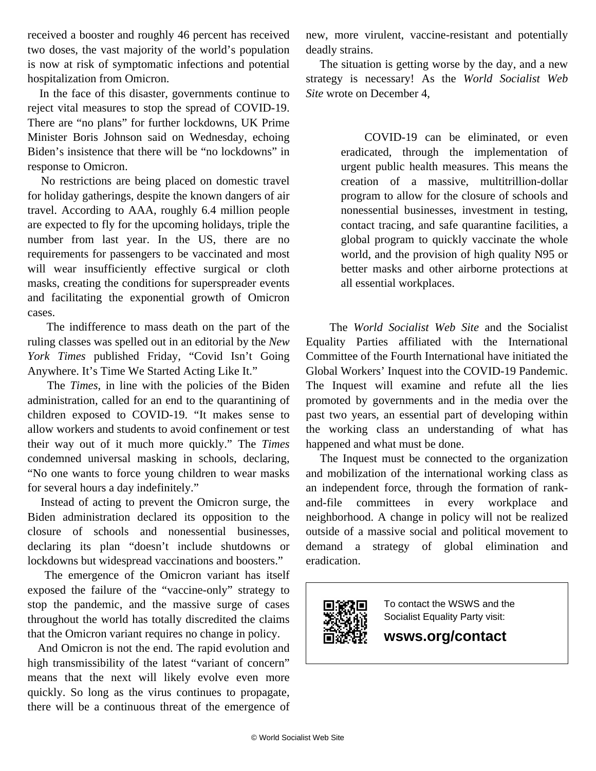received a booster and roughly 46 percent has received two doses, the vast majority of the world's population is now at risk of symptomatic infections and potential hospitalization from Omicron.

In the face of this disaster, governments continue to reject vital measures to stop the spread of COVID-19. There are "no plans" for further lockdowns, UK Prime Minister Boris Johnson said on Wednesday, echoing Biden's insistence that there will be "no lockdowns" in response to Omicron.

No restrictions are being placed on domestic travel for holiday gatherings, despite the known dangers of air travel. According to AAA, roughly 6.4 million people are expected to fly for the upcoming holidays, triple the number from last year. In the US, there are no requirements for passengers to be vaccinated and most will wear insufficiently effective surgical or cloth masks, creating the conditions for superspreader events and facilitating the exponential growth of Omicron cases.

The indifference to mass death on the part of the ruling classes was spelled out in an editorial by the *New York Times* published Friday, "Covid Isn't Going Anywhere. It's Time We Started Acting Like It."

The *Times*, in line with the policies of the Biden administration, called for an end to the quarantining of children exposed to COVID-19. "It makes sense to allow workers and students to avoid confinement or test their way out of it much more quickly." The *Times* condemned universal masking in schools, declaring, "No one wants to force young children to wear masks for several hours a day indefinitely."

Instead of acting to prevent the Omicron surge, the Biden administration declared its opposition to the closure of schools and nonessential businesses, declaring its plan "doesn't include shutdowns or lockdowns but widespread vaccinations and boosters."

The emergence of the Omicron variant has itself exposed the failure of the "vaccine-only" strategy to stop the pandemic, and the massive surge of cases throughout the world has totally discredited the claims that the Omicron variant requires no change in policy.

And Omicron is not the end. The rapid evolution and high transmissibility of the latest "variant of concern" means that the next will likely evolve even more quickly. So long as the virus continues to propagate, there will be a continuous threat of the emergence of new, more virulent, vaccine-resistant and potentially deadly strains.

The situation is getting worse by the day, and a new strategy is necessary! As the *World Socialist Web Site* wrote on December 4,

> COVID-19 can be eliminated, or even eradicated, through the implementation of urgent public health measures. This means the creation of a massive, multitrillion-dollar program to allow for the closure of schools and nonessential businesses, investment in testing, contact tracing, and safe quarantine facilities, a global program to quickly vaccinate the whole world, and the provision of high quality N95 or better masks and other airborne protections at all essential workplaces.

The *World Socialist Web Site* and the Socialist Equality Parties affiliated with the International Committee of the Fourth International have initiated the Global Workers' Inquest into the COVID-19 Pandemic. The Inquest will examine and refute all the lies promoted by governments and in the media over the past two years, an essential part of developing within the working class an understanding of what has happened and what must be done.

The Inquest must be connected to the organization and mobilization of the international working class as an independent force, through the formation of rank-and-file committees in every workplace and neighborhood. A change in policy will not be realized outside of a massive social and political movement to demand a strategy of global elimination and eradication.

To contact the WSWS and the Socialist Equality Party visit:

**wsws.org/contact**